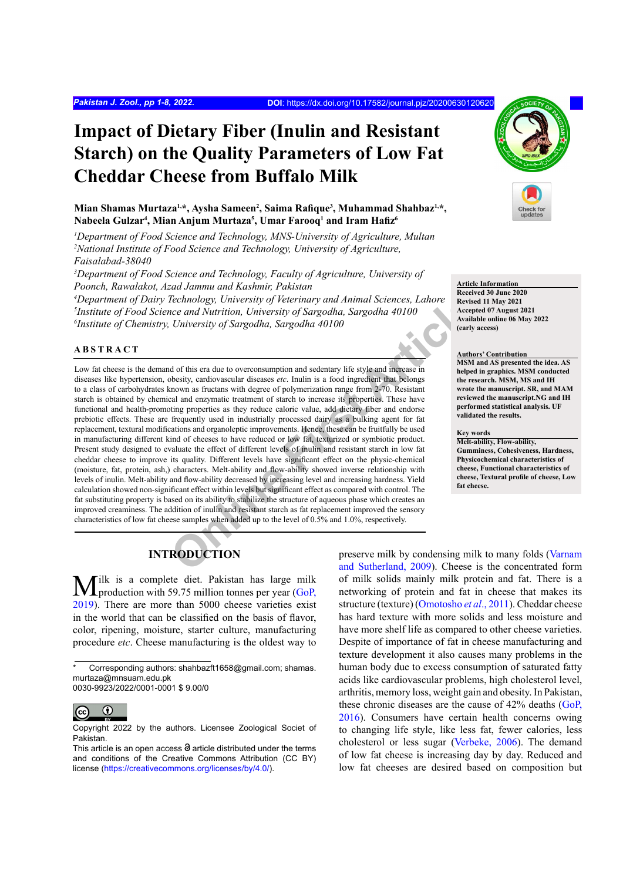# Impact of Dietary Fiber (Inulin and Resistant Starch) on the Quality Parameters of Low Fat Cheddar Cheese from Buffalo Milk

**Mian Shamas Murtaza[1,*], Aysha Sameen[2], Saima Rafique[3], Muhammad Shahbaz[1,*], Nabeela Gulzar[4], Mian Anjum Murtaza[5], Umar Farooq[1] and Iram Hafiz[6]**

*[1]Department of Food Science and Technology, MNS-University of Agriculture, Multan*
*[2]National Institute of Food Science and Technology, University of Agriculture, Faisalabad-38040*
*[3]Department of Food Science and Technology, Faculty of Agriculture, University of Poonch, Rawalakot, Azad Jammu and Kashmir, Pakistan*
*[4]Department of Dairy Technology, University of Veterinary and Animal Sciences, Lahore*
*[5]Institute of Food Science and Nutrition, University of Sargodha, Sargodha 40100*
*[6]Institute of Chemistry, University of Sargodha, Sargodha 40100*

**Article Information**
Received 30 June 2020
Revised 11 May 2021
Accepted 07 August 2021
Available online 06 May 2022 (early access)

**Authors' Contribution**
MSM and AS presented the idea. AS helped in graphics. MSM conducted the research. MSM, MS and IH wrote the manuscript. SR, and MAM reviewed the manuscript.NG and IH performed statistical analysis. UF validated the results.

**Key words**
Melt-ability, Flow-ability, Gumminess, Cohesiveness, Hardness, Physicochemical characteristics of cheese, Functional characteristics of cheese, Textural profile of cheese, Low fat cheese.

## ABSTRACT

Low fat cheese is the demand of this era due to overconsumption and sedentary life style and increase in diseases like hypertension, obesity, cardiovascular diseases *etc.* Inulin is a food ingredient that belongs to a class of carbohydrates known as fructans with degree of polymerization range from 2-70. Resistant starch is obtained by chemical and enzymatic treatment of starch to increase its properties. These have functional and health-promoting properties as they reduce caloric value, add dietary fiber and endorse prebiotic effects. These are frequently used in industrially processed dairy as a bulking agent for fat replacement, textural modifications and organoleptic improvements. Hence, these can be fruitfully be used in manufacturing different kind of cheeses to have reduced or low fat, texturized or symbiotic product. Present study designed to evaluate the effect of different levels of inulin and resistant starch in low fat cheddar cheese to improve its quality. Different levels have significant effect on the physic-chemical (moisture, fat, protein, ash,) characters. Melt-ability and flow-ability showed inverse relationship with levels of inulin. Melt-ability and flow-ability decreased by increasing level and increasing hardness. Yield calculation showed non-significant effect within levels but significant effect as compared with control. The fat substituting property is based on its ability to stabilize the structure of aqueous phase which creates an improved creaminess. The addition of inulin and resistant starch as fat replacement improved the sensory characteristics of low fat cheese samples when added up to the level of 0.5% and 1.0%, respectively.

## INTRODUCTION

Milk is a complete diet. Pakistan has large milk production with 59.75 million tonnes per year (GoP, 2019). There are more than 5000 cheese varieties exist in the world that can be classified on the basis of flavor, color, ripening, moisture, starter culture, manufacturing procedure *etc*. Cheese manufacturing is the oldest way to preserve milk by condensing milk to many folds (Varnam and Sutherland, 2009). Cheese is the concentrated form of milk solids mainly milk protein and fat. There is a networking of protein and fat in cheese that makes its structure (texture) (Omotosho *et al*., 2011). Cheddar cheese has hard texture with more solids and less moisture and have more shelf life as compared to other cheese varieties. Despite of importance of fat in cheese manufacturing and texture development it also causes many problems in the human body due to excess consumption of saturated fatty acids like cardiovascular problems, high cholesterol level, arthritis, memory loss, weight gain and obesity. In Pakistan, these chronic diseases are the cause of 42% deaths (GoP, 2016). Consumers have certain health concerns owing to changing life style, like less fat, fewer calories, less cholesterol or less sugar (Verbeke, 2006). The demand of low fat cheese is increasing day by day. Reduced and low fat cheeses are desired based on composition but

\* Corresponding authors: shahbazft1658@gmail.com; shamas.murtaza@mnsuam.edu.pk
0030-9923/2022/0001-0001 $ 9.00/0

Copyright 2022 by the authors. Licensee Zoological Societ of Pakistan.
This article is an open access article distributed under the terms and conditions of the Creative Commons Attribution (CC BY) license (https://creativecommons.org/licenses/by/4.0/).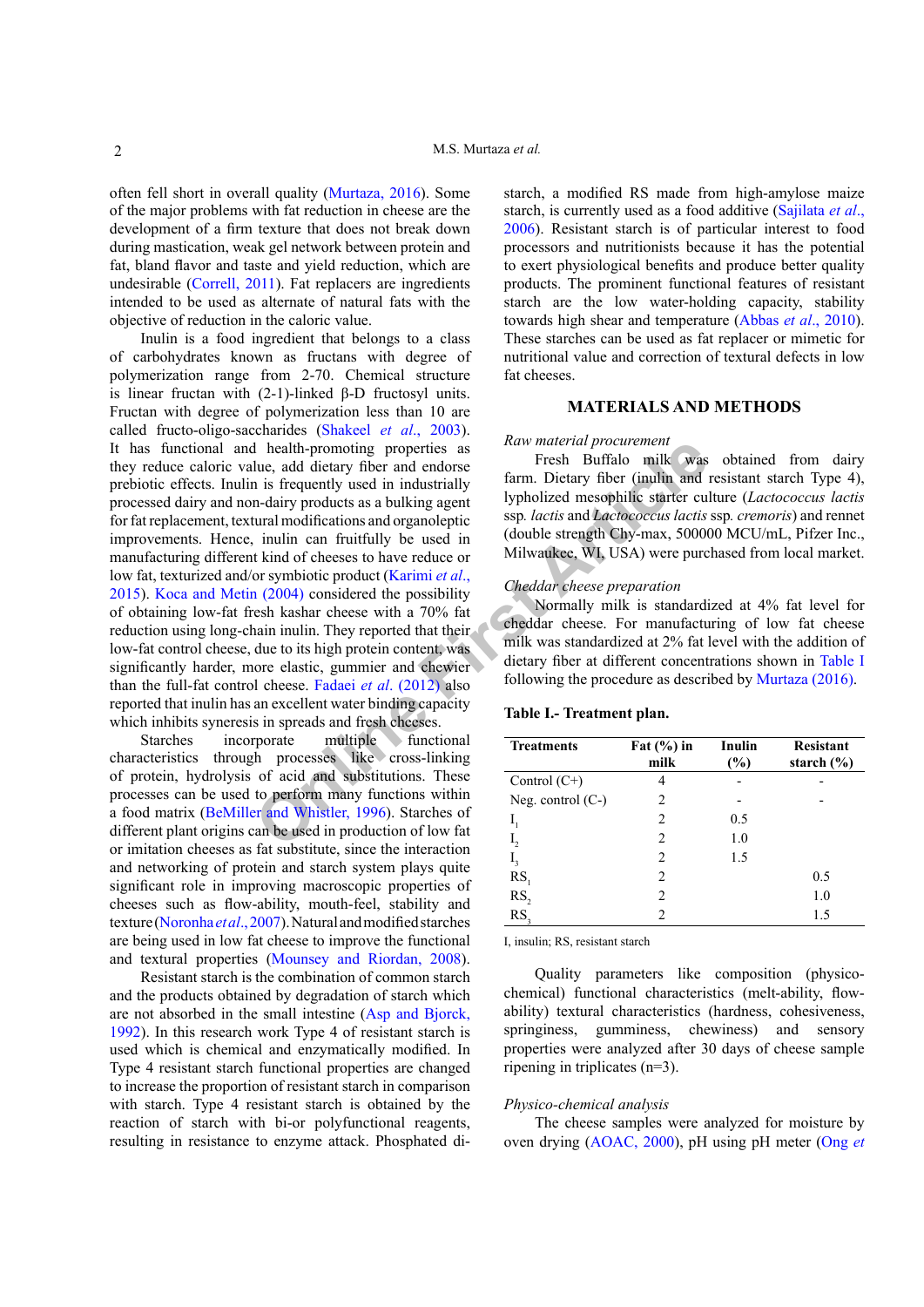often fell short in overall quality (Murtaza, 2016). Some of the major problems with fat reduction in cheese are the development of a firm texture that does not break down during mastication, weak gel network between protein and fat, bland flavor and taste and yield reduction, which are undesirable (Correll, 2011). Fat replacers are ingredients intended to be used as alternate of natural fats with the objective of reduction in the caloric value.

Inulin is a food ingredient that belongs to a class of carbohydrates known as fructans with degree of polymerization range from 2-70. Chemical structure is linear fructan with (2-1)-linked β-D fructosyl units. Fructan with degree of polymerization less than 10 are called fructo-oligo-saccharides (Shakeel *et al*., 2003). It has functional and health-promoting properties as they reduce caloric value, add dietary fiber and endorse prebiotic effects. Inulin is frequently used in industrially processed dairy and non-dairy products as a bulking agent for fat replacement, textural modifications and organoleptic improvements. Hence, inulin can fruitfully be used in manufacturing different kind of cheeses to have reduce or low fat, texturized and/or symbiotic product (Karimi *et al*., 2015). Koca and Metin (2004) considered the possibility of obtaining low-fat fresh kashar cheese with a 70% fat reduction using long-chain inulin. They reported that their low-fat control cheese, due to its high protein content, was significantly harder, more elastic, gummier and chewier than the full-fat control cheese. Fadaei *et al*. (2012) also reported that inulin has an excellent water binding capacity which inhibits syneresis in spreads and fresh cheeses.

Starches incorporate multiple functional characteristics through processes like cross-linking of protein, hydrolysis of acid and substitutions. These processes can be used to perform many functions within a food matrix (BeMiller and Whistler, 1996). Starches of different plant origins can be used in production of low fat or imitation cheeses as fat substitute, since the interaction and networking of protein and starch system plays quite significant role in improving macroscopic properties of cheeses such as flow-ability, mouth-feel, stability and texture (Noronha *et al*., 2007). Natural and modified starches are being used in low fat cheese to improve the functional and textural properties (Mounsey and Riordan, 2008).

Resistant starch is the combination of common starch and the products obtained by degradation of starch which are not absorbed in the small intestine (Asp and Bjorck, 1992). In this research work Type 4 of resistant starch is used which is chemical and enzymatically modified. In Type 4 resistant starch functional properties are changed to increase the proportion of resistant starch in comparison with starch. Type 4 resistant starch is obtained by the reaction of starch with bi-or polyfunctional reagents, resulting in resistance to enzyme attack. Phosphated di-starch, a modified RS made from high-amylose maize starch, is currently used as a food additive (Sajilata *et al*., 2006). Resistant starch is of particular interest to food processors and nutritionists because it has the potential to exert physiological benefits and produce better quality products. The prominent functional features of resistant starch are the low water-holding capacity, stability towards high shear and temperature (Abbas *et al*., 2010). These starches can be used as fat replacer or mimetic for nutritional value and correction of textural defects in low fat cheeses.

## MATERIALS AND METHODS

*Raw material procurement*

Fresh Buffalo milk was obtained from dairy farm. Dietary fiber (inulin and resistant starch Type 4), lypholized mesophilic starter culture (*Lactococcus lactis* ssp. *lactis* and *Lactococcus lactis* ssp. *cremoris*) and rennet (double strength Chy-max, 500000 MCU/mL, Pfizer Inc., Milwaukee, WI, USA) were purchased from local market.

*Cheddar cheese preparation*

Normally milk is standardized at 4% fat level for cheddar cheese. For manufacturing of low fat cheese milk was standardized at 2% fat level with the addition of dietary fiber at different concentrations shown in Table I following the procedure as described by Murtaza (2016).

**Table I.- Treatment plan.**

| Treatments | Fat (%) in milk | Inulin (%) | Resistant starch (%) |
|---|---|---|---|
| Control (C+) | 4 | - | - |
| Neg. control (C-) | 2 | - | - |
| $I_1$ | 2 | 0.5 | |
| $I_2$ | 2 | 1.0 | |
| $I_3$ | 2 | 1.5 | |
| $RS_1$ | 2 | | 0.5 |
| $RS_2$ | 2 | | 1.0 |
| $RS_3$ | 2 | | 1.5 |

I, insulin; RS, resistant starch

Quality parameters like composition (physico-chemical) functional characteristics (melt-ability, flow-ability) textural characteristics (hardness, cohesiveness, springiness, gumminess, chewiness) and sensory properties were analyzed after 30 days of cheese sample ripening in triplicates (n=3).

*Physico-chemical analysis*

The cheese samples were analyzed for moisture by oven drying (AOAC, 2000), pH using pH meter (Ong *et*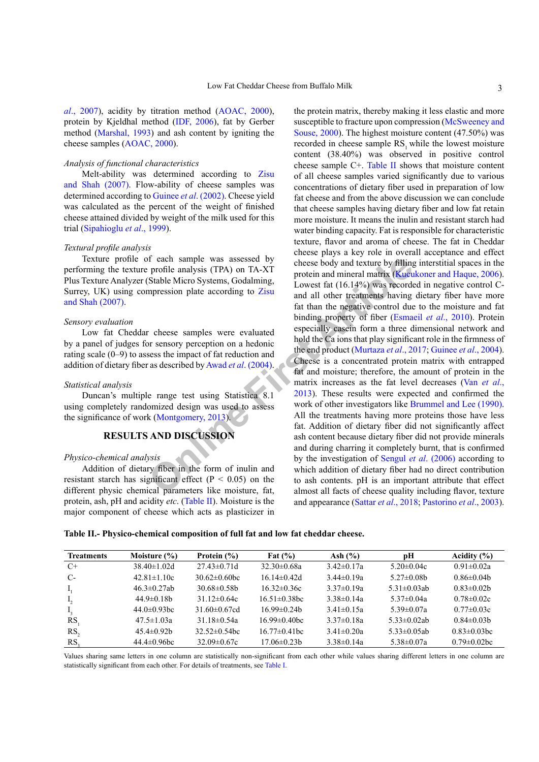*al*., 2007), acidity by titration method (AOAC, 2000), protein by Kjeldhal method (IDF, 2006), fat by Gerber method (Marshal, 1993) and ash content by igniting the cheese samples (AOAC, 2000).

*Analysis of functional characteristics*

Melt-ability was determined according to Zisu and Shah (2007). Flow-ability of cheese samples was determined according to Guinee *et al*. (2002). Cheese yield was calculated as the percent of the weight of finished cheese attained divided by weight of the milk used for this trial (Sipahioglu *et al*., 1999).

*Textural profile analysis*

Texture profile of each sample was assessed by performing the texture profile analysis (TPA) on TA-XT Plus Texture Analyzer (Stable Micro Systems, Godalming, Surrey, UK) using compression plate according to Zisu and Shah (2007).

*Sensory evaluation*

Low fat Cheddar cheese samples were evaluated by a panel of judges for sensory perception on a hedonic rating scale (0–9) to assess the impact of fat reduction and addition of dietary fiber as described by Awad *et al*. (2004).

*Statistical analysis*

Duncan's multiple range test using Statistica 8.1 using completely randomized design was used to assess the significance of work (Montgomery, 2013).

## RESULTS AND DISCUSSION

*Physico-chemical analysis*

Addition of dietary fiber in the form of inulin and resistant starch has significant effect ($P < 0.05$) on the different physic chemical parameters like moisture, fat, protein, ash, pH and acidity *etc*. (Table II). Moisture is the major component of cheese which acts as plasticizer in the protein matrix, thereby making it less elastic and more susceptible to fracture upon compression (McSweeney and Souse, 2000). The highest moisture content (47.50%) was recorded in cheese sample $RS_1$ while the lowest moisture content (38.40%) was observed in positive control cheese sample C+. Table II shows that moisture content of all cheese samples varied significantly due to various concentrations of dietary fiber used in preparation of low fat cheese and from the above discussion we can conclude that cheese samples having dietary fiber and low fat retain more moisture. It means the inulin and resistant starch had water binding capacity. Fat is responsible for characteristic texture, flavor and aroma of cheese. The fat in Cheddar cheese plays a key role in overall acceptance and effect cheese body and texture by filling interstitial spaces in the protein and mineral matrix (Kucukoner and Haque, 2006). Lowest fat (16.14%) was recorded in negative control C- and all other treatments having dietary fiber have more fat than the negative control due to the moisture and fat binding property of fiber (Esmaeil *et al*., 2010). Protein especially casein form a three dimensional network and hold the Ca ions that play significant role in the firmness of the end product (Murtaza *et al*., 2017; Guinee *et al*., 2004). Cheese is a concentrated protein matrix with entrapped fat and moisture; therefore, the amount of protein in the matrix increases as the fat level decreases (Van *et al*., 2013). These results were expected and confirmed the work of other investigators like Brummel and Lee (1990). All the treatments having more proteins those have less fat. Addition of dietary fiber did not significantly affect ash content because dietary fiber did not provide minerals and during charring it completely burnt, that is confirmed by the investigation of Sengul *et al*. (2006) according to which addition of dietary fiber had no direct contribution to ash contents. pH is an important attribute that effect almost all facts of cheese quality including flavor, texture and appearance (Sattar *et al*., 2018; Pastorino *et al*., 2003).

**Table II.- Physico-chemical composition of full fat and low fat cheddar cheese.**

| Treatments | Moisture (%) | Protein (%) | Fat (%) | Ash (%) | pH | Acidity (%) |
|---|---|---|---|---|---|---|
| C+ | 38.40±1.02d | 27.43±0.71d | 32.30±0.68a | 3.42±0.17a | 5.20±0.04c | 0.91±0.02a |
| C- | 42.81±1.10c | 30.62±0.60bc | 16.14±0.42d | 3.44±0.19a | 5.27±0.08b | 0.86±0.04b |
| $I_1$ | 46.3±0.27ab | 30.68±0.58b | 16.32±0.36c | 3.37±0.19a | 5.31±0.03ab | 0.83±0.02b |
| $I_2$ | 44.9±0.18b | 31.12±0.64c | 16.51±0.38bc | 3.38±0.14a | 5.37±0.04a | 0.78±0.02c |
| $I_3$ | 44.0±0.93bc | 31.60±0.67cd | 16.99±0.24b | 3.41±0.15a | 5.39±0.07a | 0.77±0.03c |
| $RS_1$ | 47.5±1.03a | 31.18±0.54a | 16.99±0.40bc | 3.37±0.18a | 5.33±0.02ab | 0.84±0.03b |
| $RS_2$ | 45.4±0.92b | 32.52±0.54bc | 16.77±0.41bc | 3.41±0.20a | 5.33±0.05ab | 0.83±0.03bc |
| $RS_3$ | 44.4±0.96bc | 32.09±0.67c | 17.06±0.23b | 3.38±0.14a | 5.38±0.07a | 0.79±0.02bc |

Values sharing same letters in one column are statistically non-significant from each other while values sharing different letters in one column are statistically significant from each other. For details of treatments, see Table I.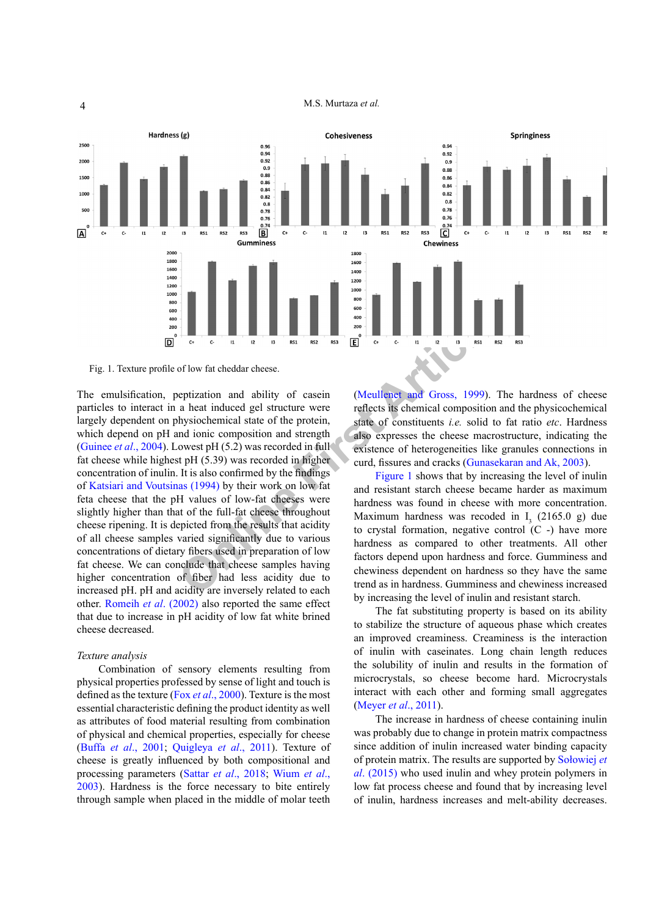Fig. 1. Texture profile of low fat cheddar cheese.

The emulsification, peptization and ability of casein particles to interact in a heat induced gel structure were largely dependent on physiochemical state of the protein, which depend on pH and ionic composition and strength (Guinee *et al*., 2004). Lowest pH (5.2) was recorded in full fat cheese while highest pH (5.39) was recorded in higher concentration of inulin. It is also confirmed by the findings of Katsiari and Voutsinas (1994) by their work on low fat feta cheese that the pH values of low-fat cheeses were slightly higher than that of the full-fat cheese throughout cheese ripening. It is depicted from the results that acidity of all cheese samples varied significantly due to various concentrations of dietary fibers used in preparation of low fat cheese. We can conclude that cheese samples having higher concentration of fiber had less acidity due to increased pH. pH and acidity are inversely related to each other. Romeih *et al*. (2002) also reported the same effect that due to increase in pH acidity of low fat white brined cheese decreased.

*Texture analysis*

Combination of sensory elements resulting from physical properties professed by sense of light and touch is defined as the texture (Fox *et al*., 2000). Texture is the most essential characteristic defining the product identity as well as attributes of food material resulting from combination of physical and chemical properties, especially for cheese (Buffa *et al*., 2001; Quigleya *et al*., 2011). Texture of cheese is greatly influenced by both compositional and processing parameters (Sattar *et al*., 2018; Wium *et al*., 2003). Hardness is the force necessary to bite entirely through sample when placed in the middle of molar teeth (Meullenet and Gross, 1999). The hardness of cheese reflects its chemical composition and the physicochemical state of constituents *i.e.* solid to fat ratio *etc*. Hardness also expresses the cheese macrostructure, indicating the existence of heterogeneities like granules connections in curd, fissures and cracks (Gunasekaran and Ak, 2003).

Figure 1 shows that by increasing the level of inulin and resistant starch cheese became harder as maximum hardness was found in cheese with more concentration. Maximum hardness was recoded in $I_3$ (2165.0 g) due to crystal formation, negative control (C -) have more hardness as compared to other treatments. All other factors depend upon hardness and force. Gumminess and chewiness dependent on hardness so they have the same trend as in hardness. Gumminess and chewiness increased by increasing the level of inulin and resistant starch.

The fat substituting property is based on its ability to stabilize the structure of aqueous phase which creates an improved creaminess. Creaminess is the interaction of inulin with caseinates. Long chain length reduces the solubility of inulin and results in the formation of microcrystals, so cheese become hard. Microcrystals interact with each other and forming small aggregates (Meyer *et al*., 2011).

The increase in hardness of cheese containing inulin was probably due to change in protein matrix compactness since addition of inulin increased water binding capacity of protein matrix. The results are supported by Sołowiej *et al*. (2015) who used inulin and whey protein polymers in low fat process cheese and found that by increasing level of inulin, hardness increases and melt-ability decreases.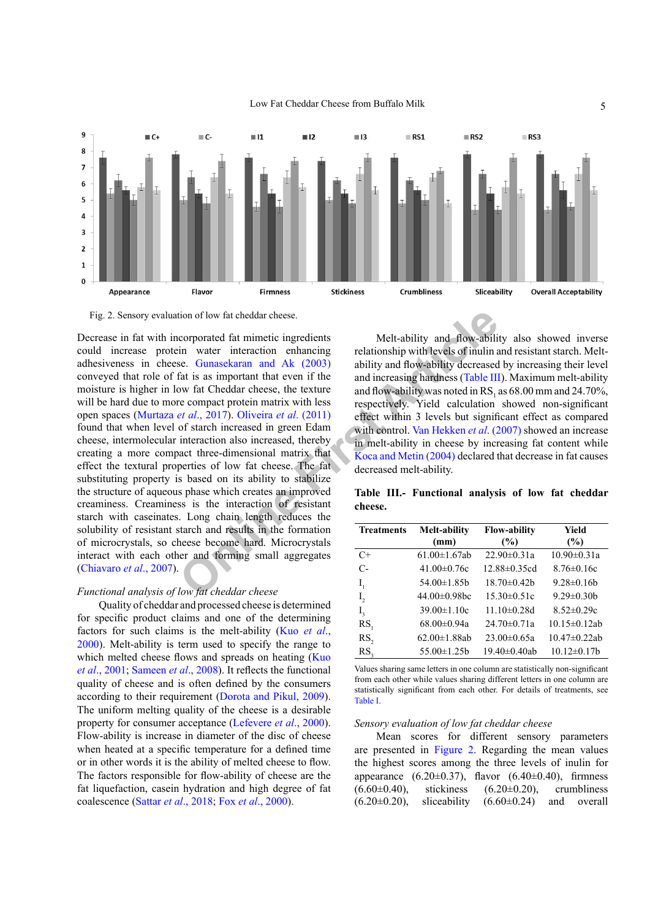Fig. 2. Sensory evaluation of low fat cheddar cheese.

Decrease in fat with incorporated fat mimetic ingredients could increase protein water interaction enhancing adhesiveness in cheese. Gunasekaran and Ak (2003) conveyed that role of fat is as important that even if the moisture is higher in low fat Cheddar cheese, the texture will be hard due to more compact protein matrix with less open spaces (Murtaza *et al*., 2017). Oliveira *et al*. (2011) found that when level of starch increased in green Edam cheese, intermolecular interaction also increased, thereby creating a more compact three-dimensional matrix that effect the textural properties of low fat cheese. The fat substituting property is based on its ability to stabilize the structure of aqueous phase which creates an improved creaminess. Creaminess is the interaction of resistant starch with caseinates. Long chain length reduces the solubility of resistant starch and results in the formation of microcrystals, so cheese become hard. Microcrystals interact with each other and forming small aggregates (Chiavaro *et al*., 2007).

*Functional analysis of low fat cheddar cheese*

Quality of cheddar and processed cheese is determined for specific product claims and one of the determining factors for such claims is the melt-ability (Kuo *et al*., 2000). Melt-ability is term used to specify the range to which melted cheese flows and spreads on heating (Kuo *et al*., 2001; Sameen *et al*., 2008). It reflects the functional quality of cheese and is often defined by the consumers according to their requirement (Dorota and Pikul, 2009). The uniform melting quality of the cheese is a desirable property for consumer acceptance (Lefevere *et al*., 2000). Flow-ability is increase in diameter of the disc of cheese when heated at a specific temperature for a defined time or in other words it is the ability of melted cheese to flow. The factors responsible for flow-ability of cheese are the fat liquefaction, casein hydration and high degree of fat coalescence (Sattar *et al*., 2018; Fox *et al*., 2000).

Melt-ability and flow-ability also showed inverse relationship with levels of inulin and resistant starch. Melt-ability and flow-ability decreased by increasing their level and increasing hardness (Table III). Maximum melt-ability and flow-ability was noted in $RS_1$ as 68.00 mm and 24.70%, respectively. Yield calculation showed non-significant effect within 3 levels but significant effect as compared with control. Van Hekken *et al*. (2007) showed an increase in melt-ability in cheese by increasing fat content while Koca and Metin (2004) declared that decrease in fat causes decreased melt-ability.

**Table III.- Functional analysis of low fat cheddar cheese.**

| Treatments | Melt-ability (mm) | Flow-ability (%) | Yield (%) |
|---|---|---|---|
| C+ | 61.00±1.67ab | 22.90±0.31a | 10.90±0.31a |
| C- | 41.00±0.76c | 12.88±0.35cd | 8.76±0.16c |
| $I_1$ | 54.00±1.85b | 18.70±0.42b | 9.28±0.16b |
| $I_2$ | 44.00±0.98bc | 15.30±0.51c | 9.29±0.30b |
| $I_3$ | 39.00±1.10c | 11.10±0.28d | 8.52±0.29c |
| $RS_1$ | 68.00±0.94a | 24.70±0.71a | 10.15±0.12ab |
| $RS_2$ | 62.00±1.88ab | 23.00±0.65a | 10.47±0.22ab |
| $RS_3$ | 55.00±1.25b | 19.40±0.40ab | 10.12±0.17b |

Values sharing same letters in one column are statistically non-significant from each other while values sharing different letters in one column are statistically significant from each other. For details of treatments, see Table I.

*Sensory evaluation of low fat cheddar cheese*

Mean scores for different sensory parameters are presented in Figure 2. Regarding the mean values the highest scores among the three levels of inulin for appearance (6.20±0.37), flavor (6.40±0.40), firmness (6.60±0.40), stickiness (6.20±0.20), crumbliness (6.20±0.20), sliceability (6.60±0.24) and overall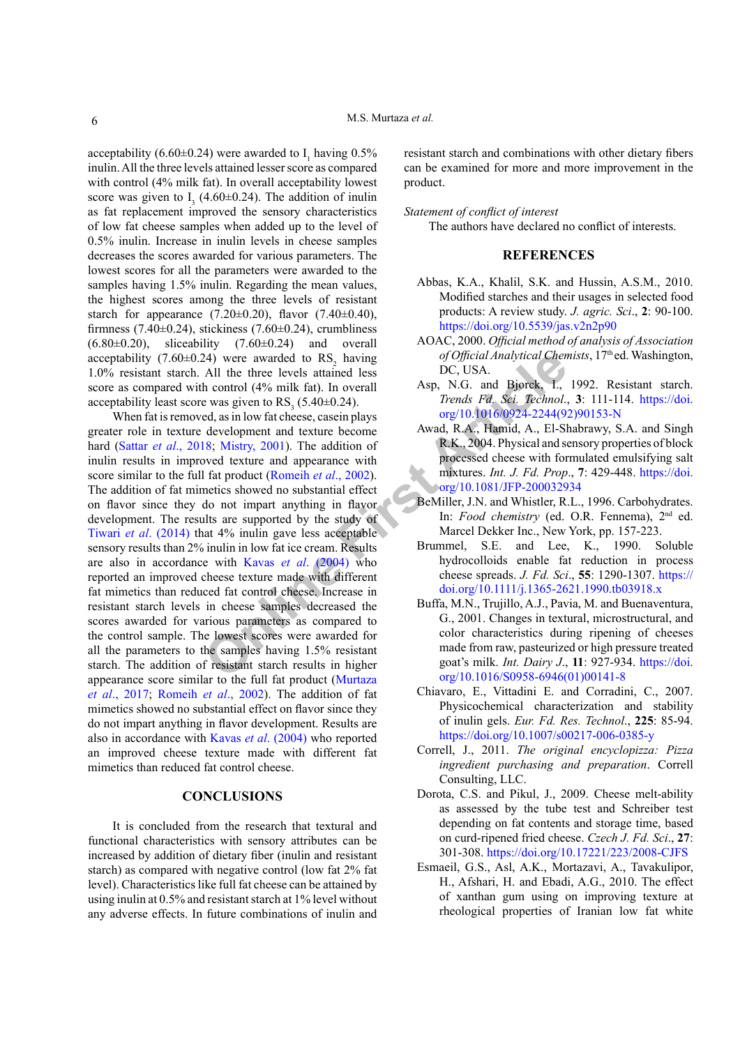acceptability (6.60±0.24) were awarded to $I_1$ having 0.5% inulin. All the three levels attained lesser score as compared with control (4% milk fat). In overall acceptability lowest score was given to $I_3$ (4.60±0.24). The addition of inulin as fat replacement improved the sensory characteristics of low fat cheese samples when added up to the level of 0.5% inulin. Increase in inulin levels in cheese samples decreases the scores awarded for various parameters. The lowest scores for all the parameters were awarded to the samples having 1.5% inulin. Regarding the mean values, the highest scores among the three levels of resistant starch for appearance (7.20±0.20), flavor (7.40±0.40), firmness (7.40±0.24), stickiness (7.60±0.24), crumbliness (6.80±0.20), sliceability (7.60±0.24) and overall acceptability (7.60±0.24) were awarded to $RS_2$ having 1.0% resistant starch. All the three levels attained less score as compared with control (4% milk fat). In overall acceptability least score was given to $RS_3$ (5.40±0.24).

When fat is removed, as in low fat cheese, casein plays greater role in texture development and texture become hard (Sattar *et al*., 2018; Mistry, 2001). The addition of inulin results in improved texture and appearance with score similar to the full fat product (Romeih *et al*., 2002). The addition of fat mimetics showed no substantial effect on flavor since they do not impart anything in flavor development. The results are supported by the study of Tiwari *et al*. (2014) that 4% inulin gave less acceptable sensory results than 2% inulin in low fat ice cream. Results are also in accordance with Kavas *et al*. (2004) who reported an improved cheese texture made with different fat mimetics than reduced fat control cheese. Increase in resistant starch levels in cheese samples decreased the scores awarded for various parameters as compared to the control sample. The lowest scores were awarded for all the parameters to the samples having 1.5% resistant starch. The addition of resistant starch results in higher appearance score similar to the full fat product (Murtaza *et al*., 2017; Romeih *et al*., 2002). The addition of fat mimetics showed no substantial effect on flavor since they do not impart anything in flavor development. Results are also in accordance with Kavas *et al*. (2004) who reported an improved cheese texture made with different fat mimetics than reduced fat control cheese.

## CONCLUSIONS

It is concluded from the research that textural and functional characteristics with sensory attributes can be increased by addition of dietary fiber (inulin and resistant starch) as compared with negative control (low fat 2% fat level). Characteristics like full fat cheese can be attained by using inulin at 0.5% and resistant starch at 1% level without any adverse effects. In future combinations of inulin and resistant starch and combinations with other dietary fibers can be examined for more and more improvement in the product.

*Statement of conflict of interest*

The authors have declared no conflict of interests.

## REFERENCES

Abbas, K.A., Khalil, S.K. and Hussin, A.S.M., 2010. Modified starches and their usages in selected food products: A review study. *J. agric. Sci*., **2**: 90-100. https://doi.org/10.5539/jas.v2n2p90

AOAC, 2000. *Official method of analysis of Association of Official Analytical Chemists*, 17th ed. Washington, DC, USA.

Asp, N.G. and Bjorck, I., 1992. Resistant starch. *Trends Fd. Sci. Technol*., **3**: 111-114. https://doi.org/10.1016/0924-2244(92)90153-N

Awad, R.A., Hamid, A., El-Shabrawy, S.A. and Singh R.K., 2004. Physical and sensory properties of block processed cheese with formulated emulsifying salt mixtures. *Int. J. Fd. Prop*., **7**: 429-448. https://doi.org/10.1081/JFP-200032934

BeMiller, J.N. and Whistler, R.L., 1996. Carbohydrates. In: *Food chemistry* (ed. O.R. Fennema), 2nd ed. Marcel Dekker Inc., New York, pp. 157-223.

Brummel, S.E. and Lee, K., 1990. Soluble hydrocolloids enable fat reduction in process cheese spreads. *J. Fd. Sci*., **55**: 1290-1307. https://doi.org/10.1111/j.1365-2621.1990.tb03918.x

Buffa, M.N., Trujillo, A.J., Pavia, M. and Buenaventura, G., 2001. Changes in textural, microstructural, and color characteristics during ripening of cheeses made from raw, pasteurized or high pressure treated goat's milk. *Int. Dairy J*., **11**: 927-934. https://doi.org/10.1016/S0958-6946(01)00141-8

Chiavaro, E., Vittadini E. and Corradini, C., 2007. Physicochemical characterization and stability of inulin gels. *Eur. Fd. Res. Technol*., **225**: 85-94. https://doi.org/10.1007/s00217-006-0385-y

Correll, J., 2011. *The original encyclopizza: Pizza ingredient purchasing and preparation*. Correll Consulting, LLC.

Dorota, C.S. and Pikul, J., 2009. Cheese melt-ability as assessed by the tube test and Schreiber test depending on fat contents and storage time, based on curd-ripened fried cheese. *Czech J. Fd. Sci*., **27**: 301-308. https://doi.org/10.17221/223/2008-CJFS

Esmaeil, G.S., Asl, A.K., Mortazavi, A., Tavakulipor, H., Afshari, H. and Ebadi, A.G., 2010. The effect of xanthan gum using on improving texture at rheological properties of Iranian low fat white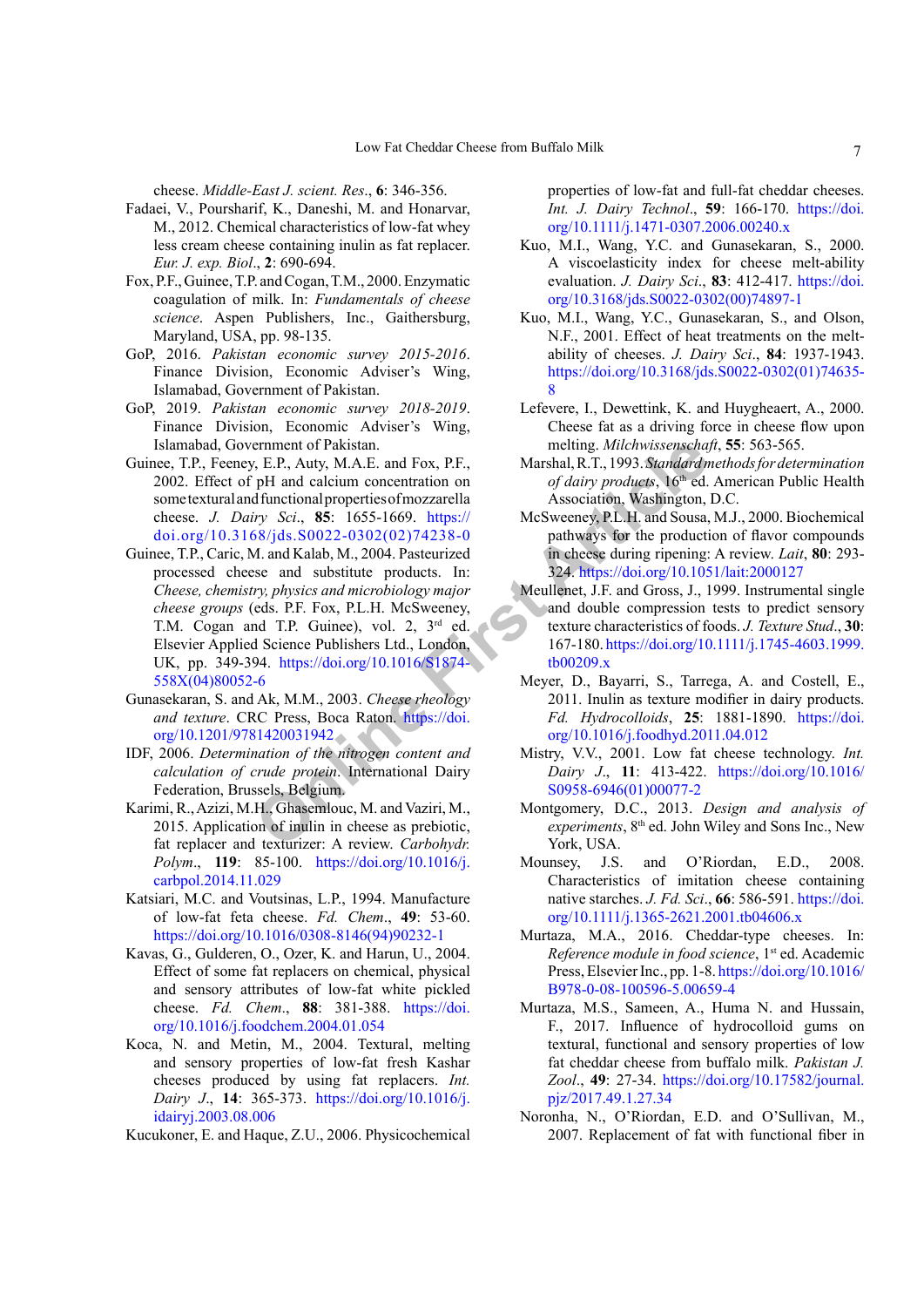cheese. *Middle-East J. scient. Res.*, **6**: 346-356.

Fadaei, V., Poursharif, K., Daneshi, M. and Honarvar, M., 2012. Chemical characteristics of low-fat whey less cream cheese containing inulin as fat replacer. *Eur. J. exp. Biol.*, **2**: 690-694.

Fox, P.F., Guinee, T.P. and Cogan, T.M., 2000. Enzymatic coagulation of milk. In: *Fundamentals of cheese science*. Aspen Publishers, Inc., Gaithersburg, Maryland, USA, pp. 98-135.

GoP, 2016. *Pakistan economic survey 2015-2016*. Finance Division, Economic Adviser's Wing, Islamabad, Government of Pakistan.

GoP, 2019. *Pakistan economic survey 2018-2019*. Finance Division, Economic Adviser's Wing, Islamabad, Government of Pakistan.

Guinee, T.P., Feeney, E.P., Auty, M.A.E. and Fox, P.F., 2002. Effect of pH and calcium concentration on some textural and functional properties of mozzarella cheese. *J. Dairy Sci.*, **85**: 1655-1669. https://doi.org/10.3168/jds.S0022-0302(02)74238-0

Guinee, T.P., Caric, M. and Kalab, M., 2004. Pasteurized processed cheese and substitute products. In: *Cheese, chemistry, physics and microbiology major cheese groups* (eds. P.F. Fox, P.L.H. McSweeney, T.M. Cogan and T.P. Guinee), vol. 2, 3rd ed. Elsevier Applied Science Publishers Ltd., London, UK, pp. 349-394. https://doi.org/10.1016/S1874-558X(04)80052-6

Gunasekaran, S. and Ak, M.M., 2003. *Cheese rheology and texture*. CRC Press, Boca Raton. https://doi.org/10.1201/9781420031942

IDF, 2006. *Determination of the nitrogen content and calculation of crude protein*. International Dairy Federation, Brussels, Belgium.

Karimi, R., Azizi, M.H., Ghasemlouc, M. and Vaziri, M., 2015. Application of inulin in cheese as prebiotic, fat replacer and texturizer: A review. *Carbohydr. Polym.*, **119**: 85-100. https://doi.org/10.1016/j.carbpol.2014.11.029

Katsiari, M.C. and Voutsinas, L.P., 1994. Manufacture of low-fat feta cheese. *Fd. Chem.*, **49**: 53-60. https://doi.org/10.1016/0308-8146(94)90232-1

Kavas, G., Gulderen, O., Ozer, K. and Harun, U., 2004. Effect of some fat replacers on chemical, physical and sensory attributes of low-fat white pickled cheese. *Fd. Chem.*, **88**: 381-388. https://doi.org/10.1016/j.foodchem.2004.01.054

Koca, N. and Metin, M., 2004. Textural, melting and sensory properties of low-fat fresh Kashar cheeses produced by using fat replacers. *Int. Dairy J.*, **14**: 365-373. https://doi.org/10.1016/j.idairyj.2003.08.006

Kucukoner, E. and Haque, Z.U., 2006. Physicochemical properties of low-fat and full-fat cheddar cheeses. *Int. J. Dairy Technol.*, **59**: 166-170. https://doi.org/10.1111/j.1471-0307.2006.00240.x

Kuo, M.I., Wang, Y.C. and Gunasekaran, S., 2000. A viscoelasticity index for cheese melt-ability evaluation. *J. Dairy Sci.*, **83**: 412-417. https://doi.org/10.3168/jds.S0022-0302(00)74897-1

Kuo, M.I., Wang, Y.C., Gunasekaran, S., and Olson, N.F., 2001. Effect of heat treatments on the melt-ability of cheeses. *J. Dairy Sci.*, **84**: 1937-1943. https://doi.org/10.3168/jds.S0022-0302(01)74635-8

Lefevere, I., Dewettink, K. and Huygheaert, A., 2000. Cheese fat as a driving force in cheese flow upon melting. *Milchwissenschaft*, **55**: 563-565.

Marshal, R.T., 1993. *Standard methods for determination of dairy products*, 16th ed. American Public Health Association, Washington, D.C.

McSweeney, P.L.H. and Sousa, M.J., 2000. Biochemical pathways for the production of flavor compounds in cheese during ripening: A review. *Lait*, **80**: 293-324. https://doi.org/10.1051/lait:2000127

Meullenet, J.F. and Gross, J., 1999. Instrumental single and double compression tests to predict sensory texture characteristics of foods. *J. Texture Stud.*, **30**: 167-180. https://doi.org/10.1111/j.1745-4603.1999.tb00209.x

Meyer, D., Bayarri, S., Tarrega, A. and Costell, E., 2011. Inulin as texture modifier in dairy products. *Fd. Hydrocolloids*, **25**: 1881-1890. https://doi.org/10.1016/j.foodhyd.2011.04.012

Mistry, V.V., 2001. Low fat cheese technology. *Int. Dairy J.*, **11**: 413-422. https://doi.org/10.1016/S0958-6946(01)00077-2

Montgomery, D.C., 2013. *Design and analysis of experiments*, 8th ed. John Wiley and Sons Inc., New York, USA.

Mounsey, J.S. and O'Riordan, E.D., 2008. Characteristics of imitation cheese containing native starches. *J. Fd. Sci.*, **66**: 586-591. https://doi.org/10.1111/j.1365-2621.2001.tb04606.x

Murtaza, M.A., 2016. Cheddar-type cheeses. In: *Reference module in food science*, 1st ed. Academic Press, Elsevier Inc., pp. 1-8. https://doi.org/10.1016/B978-0-08-100596-5.00659-4

Murtaza, M.S., Sameen, A., Huma N. and Hussain, F., 2017. Influence of hydrocolloid gums on textural, functional and sensory properties of low fat cheddar cheese from buffalo milk. *Pakistan J. Zool.*, **49**: 27-34. https://doi.org/10.17582/journal.pjz/2017.49.1.27.34

Noronha, N., O'Riordan, E.D. and O'Sullivan, M., 2007. Replacement of fat with functional fiber in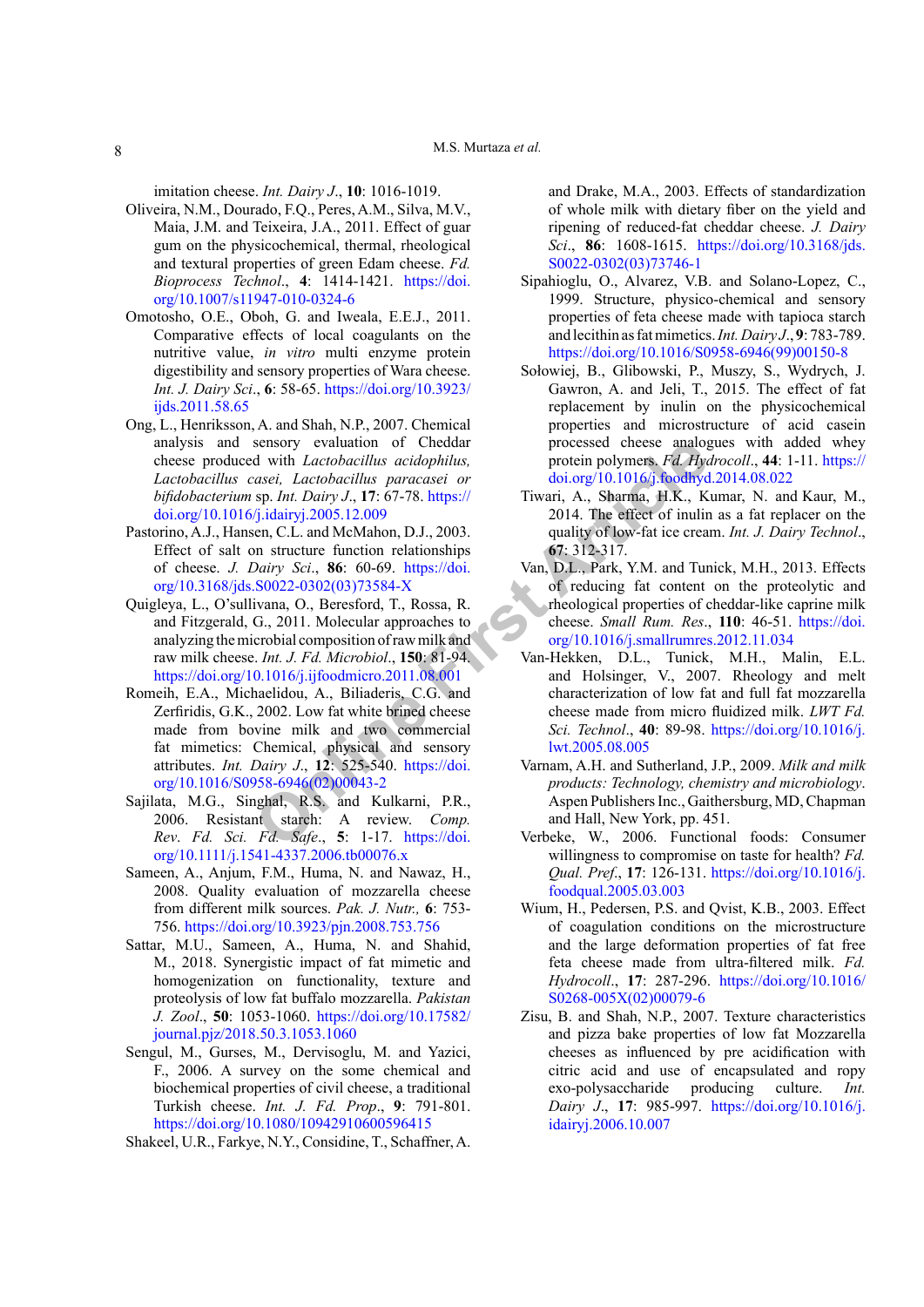imitation cheese. *Int. Dairy J*., **10**: 1016-1019.

Oliveira, N.M., Dourado, F.Q., Peres, A.M., Silva, M.V., Maia, J.M. and Teixeira, J.A., 2011. Effect of guar gum on the physicochemical, thermal, rheological and textural properties of green Edam cheese. *Fd. Bioprocess Technol*., **4**: 1414-1421. https://doi.org/10.1007/s11947-010-0324-6

Omotosho, O.E., Oboh, G. and Iweala, E.E.J., 2011. Comparative effects of local coagulants on the nutritive value, *in vitro* multi enzyme protein digestibility and sensory properties of Wara cheese. *Int. J. Dairy Sci*., **6**: 58-65. https://doi.org/10.3923/ijds.2011.58.65

Ong, L., Henriksson, A. and Shah, N.P., 2007. Chemical analysis and sensory evaluation of Cheddar cheese produced with *Lactobacillus acidophilus, Lactobacillus casei, Lactobacillus paracasei or bifidobacterium* sp. *Int. Dairy J*., **17**: 67-78. https://doi.org/10.1016/j.idairyj.2005.12.009

Pastorino, A.J., Hansen, C.L. and McMahon, D.J., 2003. Effect of salt on structure function relationships of cheese. *J. Dairy Sci*., **86**: 60-69. https://doi.org/10.3168/jds.S0022-0302(03)73584-X

Quigleya, L., O'sullivana, O., Beresford, T., Rossa, R. and Fitzgerald, G., 2011. Molecular approaches to analyzing the microbial composition of raw milk and raw milk cheese. *Int. J. Fd. Microbiol*., **150**: 81-94. https://doi.org/10.1016/j.ijfoodmicro.2011.08.001

Romeih, E.A., Michaelidou, A., Biliaderis, C.G. and Zerfiridis, G.K., 2002. Low fat white brined cheese made from bovine milk and two commercial fat mimetics: Chemical, physical and sensory attributes. *Int. Dairy J*., **12**: 525-540. https://doi.org/10.1016/S0958-6946(02)00043-2

Sajilata, M.G., Singhal, R.S. and Kulkarni, P.R., 2006. Resistant starch: A review. *Comp. Rev. Fd. Sci. Fd. Safe*., **5**: 1-17. https://doi.org/10.1111/j.1541-4337.2006.tb00076.x

Sameen, A., Anjum, F.M., Huma, N. and Nawaz, H., 2008. Quality evaluation of mozzarella cheese from different milk sources. *Pak. J. Nutr.,* **6**: 753-756. https://doi.org/10.3923/pjn.2008.753.756

Sattar, M.U., Sameen, A., Huma, N. and Shahid, M., 2018. Synergistic impact of fat mimetic and homogenization on functionality, texture and proteolysis of low fat buffalo mozzarella. *Pakistan J. Zool*., **50**: 1053-1060. https://doi.org/10.17582/journal.pjz/2018.50.3.1053.1060

Sengul, M., Gurses, M., Dervisoglu, M. and Yazici, F., 2006. A survey on the some chemical and biochemical properties of civil cheese, a traditional Turkish cheese. *Int. J. Fd. Prop*., **9**: 791-801. https://doi.org/10.1080/10942910600596415

Shakeel, U.R., Farkye, N.Y., Considine, T., Schaffner, A. and Drake, M.A., 2003. Effects of standardization of whole milk with dietary fiber on the yield and ripening of reduced-fat cheddar cheese. *J. Dairy Sci*., **86**: 1608-1615. https://doi.org/10.3168/jds.S0022-0302(03)73746-1

Sipahioglu, O., Alvarez, V.B. and Solano-Lopez, C., 1999. Structure, physico-chemical and sensory properties of feta cheese made with tapioca starch and lecithin as fat mimetics. *Int. Dairy J*., **9**: 783-789. https://doi.org/10.1016/S0958-6946(99)00150-8

Sołowiej, B., Glibowski, P., Muszy, S., Wydrych, J. Gawron, A. and Jeli, T., 2015. The effect of fat replacement by inulin on the physicochemical properties and microstructure of acid casein processed cheese analogues with added whey protein polymers. *Fd. Hydrocoll*., **44**: 1-11. https://doi.org/10.1016/j.foodhyd.2014.08.022

Tiwari, A., Sharma, H.K., Kumar, N. and Kaur, M., 2014. The effect of inulin as a fat replacer on the quality of low-fat ice cream. *Int. J. Dairy Technol*., **67**: 312-317.

Van, D.L., Park, Y.M. and Tunick, M.H., 2013. Effects of reducing fat content on the proteolytic and rheological properties of cheddar-like caprine milk cheese. *Small Rum. Res*., **110**: 46-51. https://doi.org/10.1016/j.smallrumres.2012.11.034

Van-Hekken, D.L., Tunick, M.H., Malin, E.L. and Holsinger, V., 2007. Rheology and melt characterization of low fat and full fat mozzarella cheese made from micro fluidized milk. *LWT Fd. Sci. Technol*., **40**: 89-98. https://doi.org/10.1016/j.lwt.2005.08.005

Varnam, A.H. and Sutherland, J.P., 2009. *Milk and milk products: Technology, chemistry and microbiology*. Aspen Publishers Inc., Gaithersburg, MD, Chapman and Hall, New York, pp. 451.

Verbeke, W., 2006. Functional foods: Consumer willingness to compromise on taste for health? *Fd. Qual. Pref*., **17**: 126-131. https://doi.org/10.1016/j.foodqual.2005.03.003

Wium, H., Pedersen, P.S. and Qvist, K.B., 2003. Effect of coagulation conditions on the microstructure and the large deformation properties of fat free feta cheese made from ultra-filtered milk. *Fd. Hydrocoll*., **17**: 287-296. https://doi.org/10.1016/S0268-005X(02)00079-6

Zisu, B. and Shah, N.P., 2007. Texture characteristics and pizza bake properties of low fat Mozzarella cheeses as influenced by pre acidification with citric acid and use of encapsulated and ropy exo-polysaccharide producing culture. *Int. Dairy J*., **17**: 985-997. https://doi.org/10.1016/j.idairyj.2006.10.007